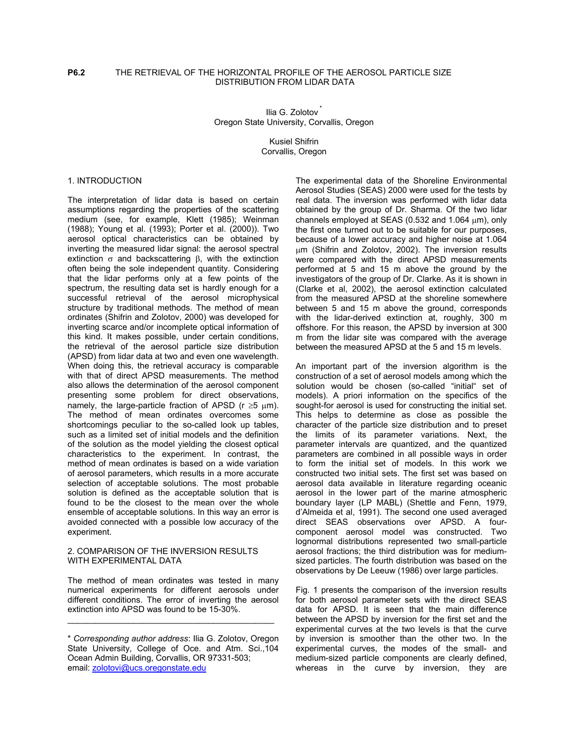**P6.2** THE RETRIEVAL OF THE HORIZONTAL PROFILE OF THE AEROSOL PARTICLE SIZE DISTRIBUTION FROM LIDAR DATA

Ilia G. Zolotov *
Oregon State University, Corvallis, Oregon

Kusiel Shifrin
Corvallis, Oregon

## 1. INTRODUCTION

The interpretation of lidar data is based on certain assumptions regarding the properties of the scattering medium (see, for example, Klett (1985); Weinman (1988); Young et al. (1993); Porter et al. (2000)). Two aerosol optical characteristics can be obtained by inverting the measured lidar signal: the aerosol spectral extinction $\sigma$ and backscattering $\beta$, with the extinction often being the sole independent quantity. Considering that the lidar performs only at a few points of the spectrum, the resulting data set is hardly enough for a successful retrieval of the aerosol microphysical structure by traditional methods. The method of mean ordinates (Shifrin and Zolotov, 2000) was developed for inverting scarce and/or incomplete optical information of this kind. It makes possible, under certain conditions, the retrieval of the aerosol particle size distribution (APSD) from lidar data at two and even one wavelength. When doing this, the retrieval accuracy is comparable with that of direct APSD measurements. The method also allows the determination of the aerosol component presenting some problem for direct observations, namely, the large-particle fraction of APSD ($r \geq 5$ $\mu$m). The method of mean ordinates overcomes some shortcomings peculiar to the so-called look up tables, such as a limited set of initial models and the definition of the solution as the model yielding the closest optical characteristics to the experiment. In contrast, the method of mean ordinates is based on a wide variation of aerosol parameters, which results in a more accurate selection of acceptable solutions. The most probable solution is defined as the acceptable solution that is found to be the closest to the mean over the whole ensemble of acceptable solutions. In this way an error is avoided connected with a possible low accuracy of the experiment.

## 2. COMPARISON OF THE INVERSION RESULTS WITH EXPERIMENTAL DATA

The method of mean ordinates was tested in many numerical experiments for different aerosols under different conditions. The error of inverting the aerosol extinction into APSD was found to be 15-30%.

---

\* *Corresponding author address*: Ilia G. Zolotov, Oregon State University, College of Oce. and Atm. Sci.,104 Ocean Admin Building, Corvallis, OR 97331-503; email: zolotovi@ucs.oregonstate.edu

The experimental data of the Shoreline Environmental Aerosol Studies (SEAS) 2000 were used for the tests by real data. The inversion was performed with lidar data obtained by the group of Dr. Sharma. Of the two lidar channels employed at SEAS (0.532 and 1.064 $\mu$m), only the first one turned out to be suitable for our purposes, because of a lower accuracy and higher noise at 1.064 $\mu$m (Shifrin and Zolotov, 2002). The inversion results were compared with the direct APSD measurements performed at 5 and 15 m above the ground by the investigators of the group of Dr. Clarke. As it is shown in (Clarke et al, 2002), the aerosol extinction calculated from the measured APSD at the shoreline somewhere between 5 and 15 m above the ground, corresponds with the lidar-derived extinction at, roughly, 300 m offshore. For this reason, the APSD by inversion at 300 m from the lidar site was compared with the average between the measured APSD at the 5 and 15 m levels.

An important part of the inversion algorithm is the construction of a set of aerosol models among which the solution would be chosen (so-called "initial" set of models). A priori information on the specifics of the sought-for aerosol is used for constructing the initial set. This helps to determine as close as possible the character of the particle size distribution and to preset the limits of its parameter variations. Next, the parameter intervals are quantized, and the quantized parameters are combined in all possible ways in order to form the initial set of models. In this work we constructed two initial sets. The first set was based on aerosol data available in literature regarding oceanic aerosol in the lower part of the marine atmospheric boundary layer (LP MABL) (Shettle and Fenn, 1979, d'Almeida et al, 1991). The second one used averaged direct SEAS observations over APSD. A four-component aerosol model was constructed. Two lognormal distributions represented two small-particle aerosol fractions; the third distribution was for medium-sized particles. The fourth distribution was based on the observations by De Leeuw (1986) over large particles.

Fig. 1 presents the comparison of the inversion results for both aerosol parameter sets with the direct SEAS data for APSD. It is seen that the main difference between the APSD by inversion for the first set and the experimental curves at the two levels is that the curve by inversion is smoother than the other two. In the experimental curves, the modes of the small- and medium-sized particle components are clearly defined, whereas in the curve by inversion, they are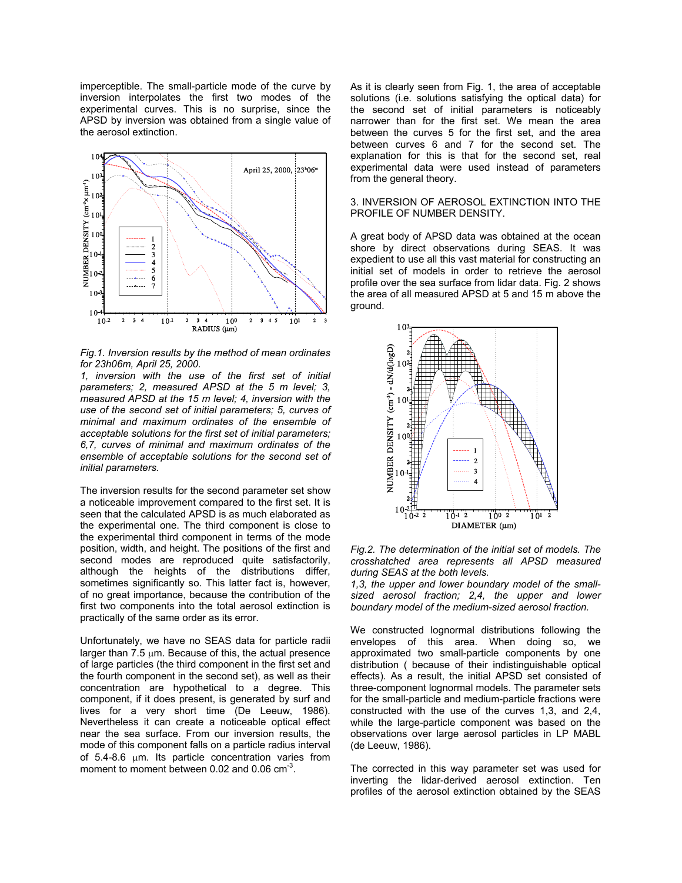imperceptible. The small-particle mode of the curve by inversion interpolates the first two modes of the experimental curves. This is no surprise, since the APSD by inversion was obtained from a single value of the aerosol extinction.

*Fig.1. Inversion results by the method of mean ordinates for 23h06m, April 25, 2000.*
*1, inversion with the use of the first set of initial parameters; 2, measured APSD at the 5 m level; 3, measured APSD at the 15 m level; 4, inversion with the use of the second set of initial parameters; 5, curves of minimal and maximum ordinates of the ensemble of acceptable solutions for the first set of initial parameters; 6,7, curves of minimal and maximum ordinates of the ensemble of acceptable solutions for the second set of initial parameters.*

The inversion results for the second parameter set show a noticeable improvement compared to the first set. It is seen that the calculated APSD is as much elaborated as the experimental one. The third component is close to the experimental third component in terms of the mode position, width, and height. The positions of the first and second modes are reproduced quite satisfactorily, although the heights of the distributions differ, sometimes significantly so. This latter fact is, however, of no great importance, because the contribution of the first two components into the total aerosol extinction is practically of the same order as its error.

Unfortunately, we have no SEAS data for particle radii larger than 7.5 μm. Because of this, the actual presence of large particles (the third component in the first set and the fourth component in the second set), as well as their concentration are hypothetical to a degree. This component, if it does present, is generated by surf and lives for a very short time (De Leeuw, 1986). Nevertheless it can create a noticeable optical effect near the sea surface. From our inversion results, the mode of this component falls on a particle radius interval of 5.4-8.6 μm. Its particle concentration varies from moment to moment between 0.02 and 0.06 $cm^{-3}$.

As it is clearly seen from Fig. 1, the area of acceptable solutions (i.e. solutions satisfying the optical data) for the second set of initial parameters is noticeably narrower than for the first set. We mean the area between the curves 5 for the first set, and the area between curves 6 and 7 for the second set. The explanation for this is that for the second set, real experimental data were used instead of parameters from the general theory.

## 3. INVERSION OF AEROSOL EXTINCTION INTO THE PROFILE OF NUMBER DENSITY.

A great body of APSD data was obtained at the ocean shore by direct observations during SEAS. It was expedient to use all this vast material for constructing an initial set of models in order to retrieve the aerosol profile over the sea surface from lidar data. Fig. 2 shows the area of all measured APSD at 5 and 15 m above the ground.

*Fig.2. The determination of the initial set of models. The crosshatched area represents all APSD measured during SEAS at the both levels.*
*1,3, the upper and lower boundary model of the small-sized aerosol fraction; 2,4, the upper and lower boundary model of the medium-sized aerosol fraction.*

We constructed lognormal distributions following the envelopes of this area. When doing so, we approximated two small-particle components by one distribution ( because of their indistinguishable optical effects). As a result, the initial APSD set consisted of three-component lognormal models. The parameter sets for the small-particle and medium-particle fractions were constructed with the use of the curves 1,3, and 2,4, while the large-particle component was based on the observations over large aerosol particles in LP MABL (de Leeuw, 1986).

The corrected in this way parameter set was used for inverting the lidar-derived aerosol extinction. Ten profiles of the aerosol extinction obtained by the SEAS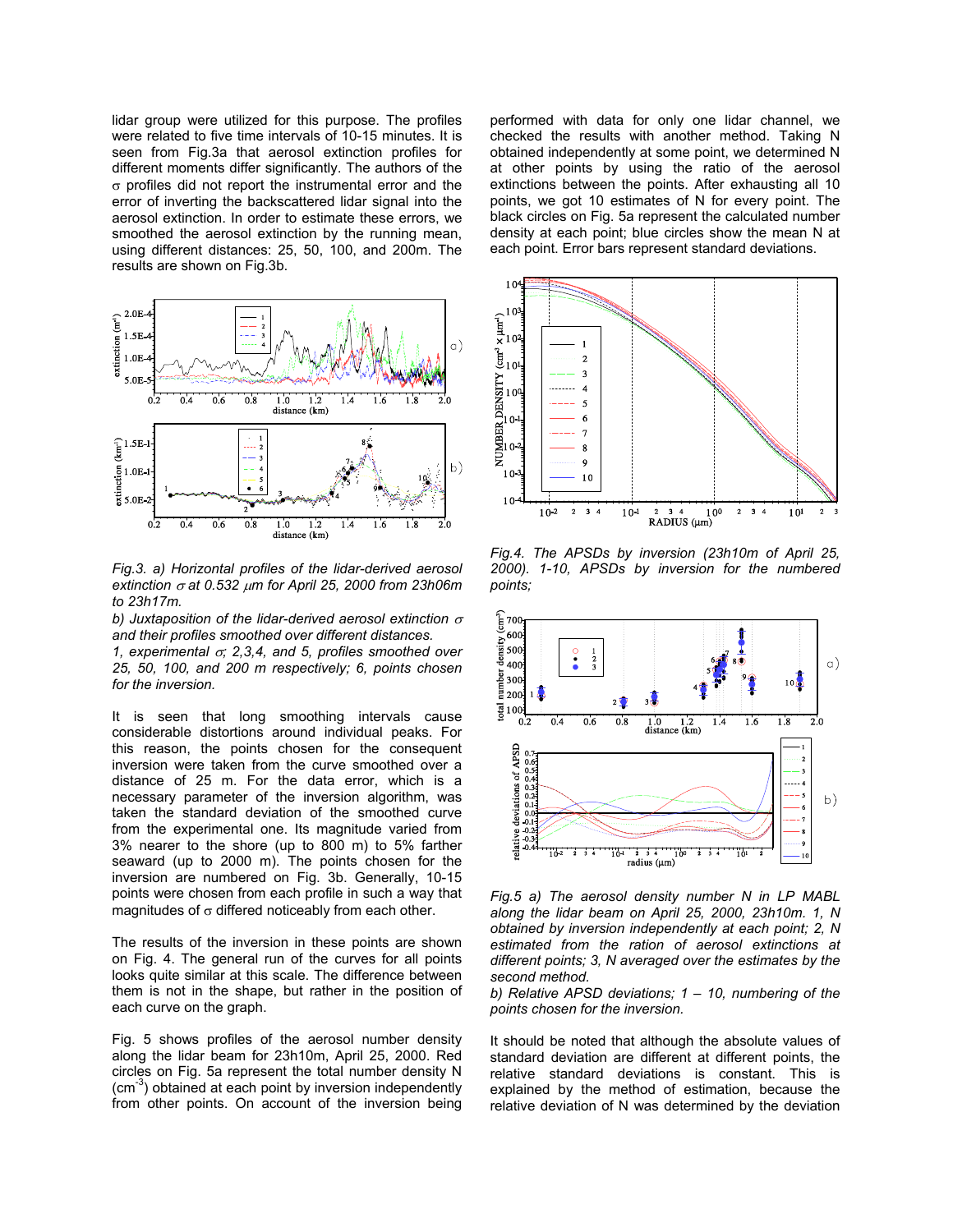lidar group were utilized for this purpose. The profiles were related to five time intervals of 10-15 minutes. It is seen from Fig.3a that aerosol extinction profiles for different moments differ significantly. The authors of the $\sigma$ profiles did not report the instrumental error and the error of inverting the backscattered lidar signal into the aerosol extinction. In order to estimate these errors, we smoothed the aerosol extinction by the running mean, using different distances: 25, 50, 100, and 200m. The results are shown on Fig.3b.

*Fig.3. a) Horizontal profiles of the lidar-derived aerosol extinction $\sigma$ at 0.532 $\mu$m for April 25, 2000 from 23h06m to 23h17m.*

*b) Juxtaposition of the lidar-derived aerosol extinction $\sigma$ and their profiles smoothed over different distances.*

*1, experimental $\sigma$; 2,3,4, and 5, profiles smoothed over 25, 50, 100, and 200 m respectively; 6, points chosen for the inversion.*

It is seen that long smoothing intervals cause considerable distortions around individual peaks. For this reason, the points chosen for the consequent inversion were taken from the curve smoothed over a distance of 25 m. For the data error, which is a necessary parameter of the inversion algorithm, was taken the standard deviation of the smoothed curve from the experimental one. Its magnitude varied from 3% nearer to the shore (up to 800 m) to 5% farther seaward (up to 2000 m). The points chosen for the inversion are numbered on Fig. 3b. Generally, 10-15 points were chosen from each profile in such a way that magnitudes of $\sigma$ differed noticeably from each other.

The results of the inversion in these points are shown on Fig. 4. The general run of the curves for all points looks quite similar at this scale. The difference between them is not in the shape, but rather in the position of each curve on the graph.

Fig. 5 shows profiles of the aerosol number density along the lidar beam for 23h10m, April 25, 2000. Red circles on Fig. 5a represent the total number density N ($cm^{-3}$) obtained at each point by inversion independently from other points. On account of the inversion being performed with data for only one lidar channel, we checked the results with another method. Taking N obtained independently at some point, we determined N at other points by using the ratio of the aerosol extinctions between the points. After exhausting all 10 points, we got 10 estimates of N for every point. The black circles on Fig. 5a represent the calculated number density at each point; blue circles show the mean N at each point. Error bars represent standard deviations.

*Fig.4. The APSDs by inversion (23h10m of April 25, 2000). 1-10, APSDs by inversion for the numbered points;*

*Fig.5 a) The aerosol density number N in LP MABL along the lidar beam on April 25, 2000, 23h10m. 1, N obtained by inversion independently at each point; 2, N estimated from the ration of aerosol extinctions at different points; 3, N averaged over the estimates by the second method.*

*b) Relative APSD deviations; 1 – 10, numbering of the points chosen for the inversion.*

It should be noted that although the absolute values of standard deviation are different at different points, the relative standard deviations is constant. This is explained by the method of estimation, because the relative deviation of N was determined by the deviation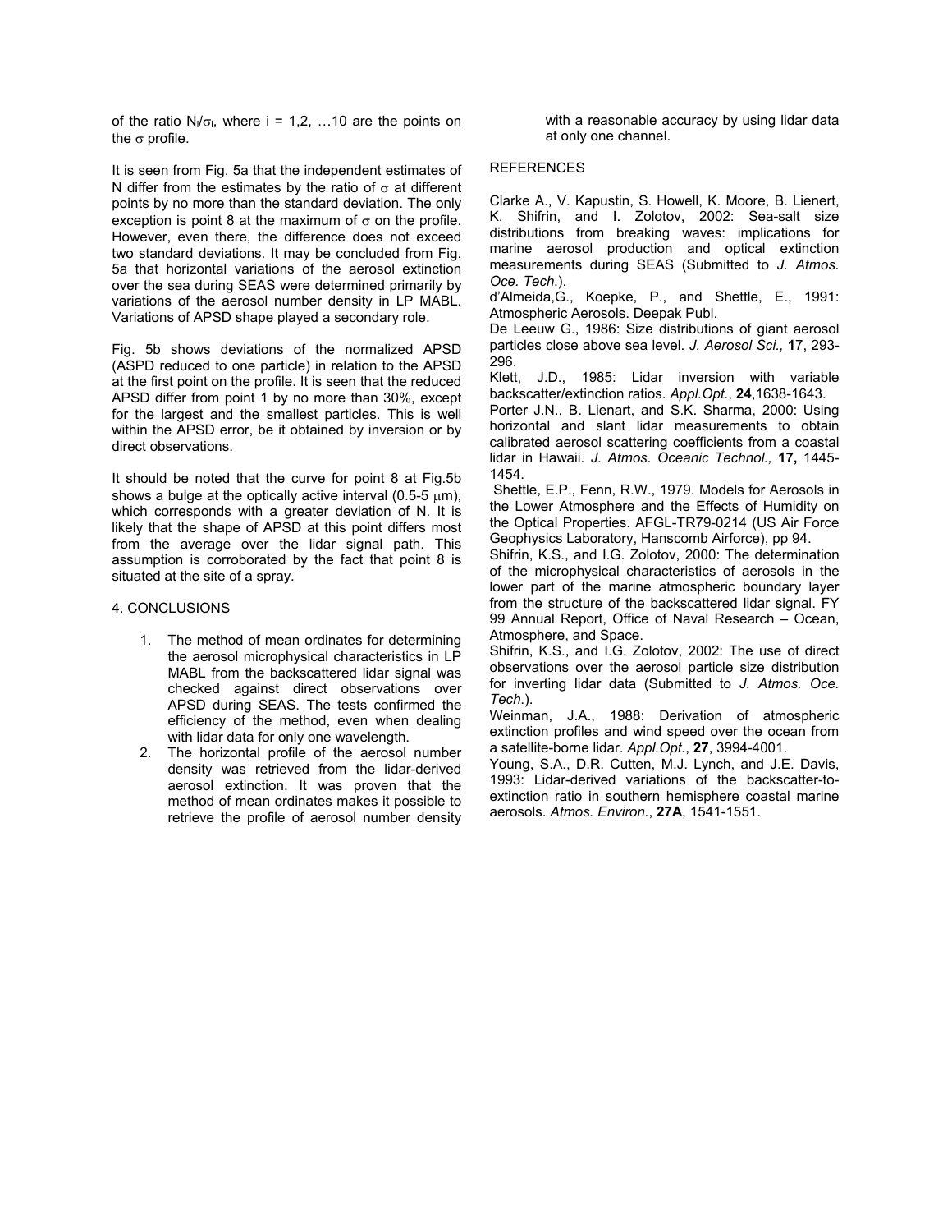of the ratio $N_i/\sigma_i$, where i = 1,2, …10 are the points on the $\sigma$ profile.

It is seen from Fig. 5a that the independent estimates of N differ from the estimates by the ratio of $\sigma$ at different points by no more than the standard deviation. The only exception is point 8 at the maximum of $\sigma$ on the profile. However, even there, the difference does not exceed two standard deviations. It may be concluded from Fig. 5a that horizontal variations of the aerosol extinction over the sea during SEAS were determined primarily by variations of the aerosol number density in LP MABL. Variations of APSD shape played a secondary role.

Fig. 5b shows deviations of the normalized APSD (ASPD reduced to one particle) in relation to the APSD at the first point on the profile. It is seen that the reduced APSD differ from point 1 by no more than 30%, except for the largest and the smallest particles. This is well within the APSD error, be it obtained by inversion or by direct observations.

It should be noted that the curve for point 8 at Fig.5b shows a bulge at the optically active interval (0.5-5 $\mu$m), which corresponds with a greater deviation of N. It is likely that the shape of APSD at this point differs most from the average over the lidar signal path. This assumption is corroborated by the fact that point 8 is situated at the site of a spray.

## 4. CONCLUSIONS

1. The method of mean ordinates for determining the aerosol microphysical characteristics in LP MABL from the backscattered lidar signal was checked against direct observations over APSD during SEAS. The tests confirmed the efficiency of the method, even when dealing with lidar data for only one wavelength.
2. The horizontal profile of the aerosol number density was retrieved from the lidar-derived aerosol extinction. It was proven that the method of mean ordinates makes it possible to retrieve the profile of aerosol number density with a reasonable accuracy by using lidar data at only one channel.

## REFERENCES

Clarke A., V. Kapustin, S. Howell, K. Moore, B. Lienert, K. Shifrin, and I. Zolotov, 2002: Sea-salt size distributions from breaking waves: implications for marine aerosol production and optical extinction measurements during SEAS (Submitted to *J. Atmos. Oce. Tech.*).

d'Almeida,G., Koepke, P., and Shettle, E., 1991: Atmospheric Aerosols. Deepak Publ.

De Leeuw G., 1986: Size distributions of giant aerosol particles close above sea level. *J. Aerosol Sci.,* **1**7, 293-296.

Klett, J.D., 1985: Lidar inversion with variable backscatter/extinction ratios. *Appl.Opt.*, **24**,1638-1643.

Porter J.N., B. Lienart, and S.K. Sharma, 2000: Using horizontal and slant lidar measurements to obtain calibrated aerosol scattering coefficients from a coastal lidar in Hawaii. *J. Atmos. Oceanic Technol.,* **17,** 1445-1454.

Shettle, E.P., Fenn, R.W., 1979. Models for Aerosols in the Lower Atmosphere and the Effects of Humidity on the Optical Properties. AFGL-TR79-0214 (US Air Force Geophysics Laboratory, Hanscomb Airforce), pp 94.

Shifrin, K.S., and I.G. Zolotov, 2000: The determination of the microphysical characteristics of aerosols in the lower part of the marine atmospheric boundary layer from the structure of the backscattered lidar signal. FY 99 Annual Report, Office of Naval Research – Ocean, Atmosphere, and Space.

Shifrin, K.S., and I.G. Zolotov, 2002: The use of direct observations over the aerosol particle size distribution for inverting lidar data (Submitted to *J. Atmos. Oce. Tech.*).

Weinman, J.A., 1988: Derivation of atmospheric extinction profiles and wind speed over the ocean from a satellite-borne lidar. *Appl.Opt.*, **27**, 3994-4001.

Young, S.A., D.R. Cutten, M.J. Lynch, and J.E. Davis, 1993: Lidar-derived variations of the backscatter-to-extinction ratio in southern hemisphere coastal marine aerosols. *Atmos. Environ.*, **27A**, 1541-1551.